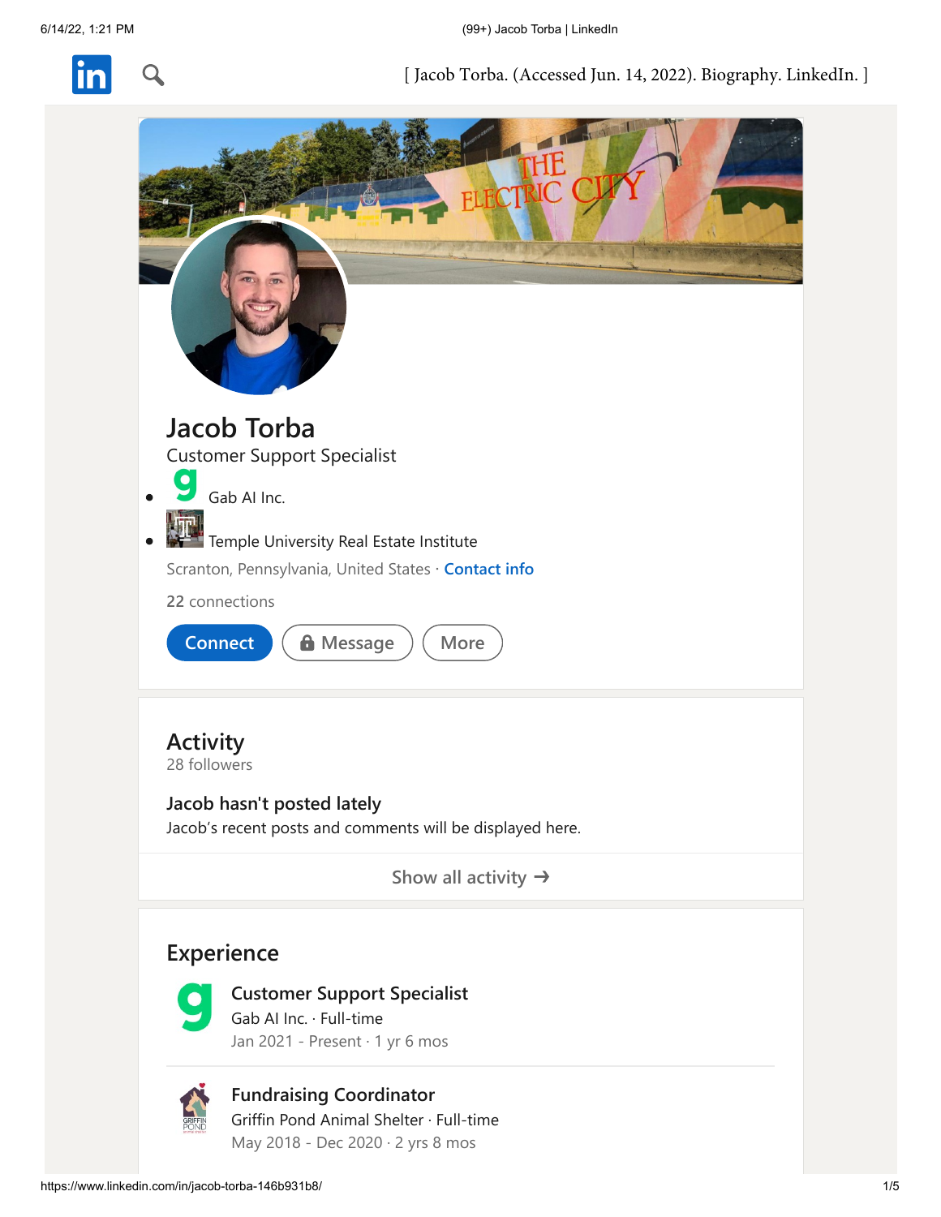[ Jacob Torba. (Accessed Jun. 14, 2022). Biography. LinkedIn. ]

# Jacob Torba

Customer Support Specialist

- Gab AI Inc.
- Temple University Real Estate Institute

Scranton, Pennsylvania, United States · Contact info

22 connections

Connect | Message | More

## Activity

28 followers

**Jacob hasn't posted lately**

Jacob's recent posts and comments will be displayed here.

Show all activity →

## Experience

**Customer Support Specialist**
Gab AI Inc. · Full-time
Jan 2021 - Present · 1 yr 6 mos

**Fundraising Coordinator**
Griffin Pond Animal Shelter · Full-time
May 2018 - Dec 2020 · 2 yrs 8 mos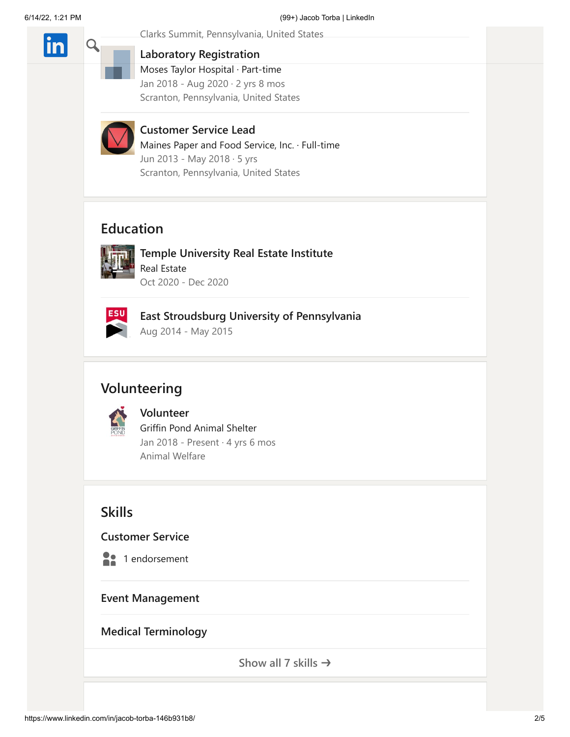Clarks Summit, Pennsylvania, United States

### Laboratory Registration

Moses Taylor Hospital · Part-time
Jan 2018 - Aug 2020 · 2 yrs 8 mos
Scranton, Pennsylvania, United States

### Customer Service Lead

Maines Paper and Food Service, Inc. · Full-time
Jun 2013 - May 2018 · 5 yrs
Scranton, Pennsylvania, United States

## Education

### Temple University Real Estate Institute

Real Estate
Oct 2020 - Dec 2020

### East Stroudsburg University of Pennsylvania

Aug 2014 - May 2015

## Volunteering

### Volunteer

Griffin Pond Animal Shelter
Jan 2018 - Present · 4 yrs 6 mos
Animal Welfare

## Skills

### Customer Service

1 endorsement

### Event Management

### Medical Terminology

Show all 7 skills →